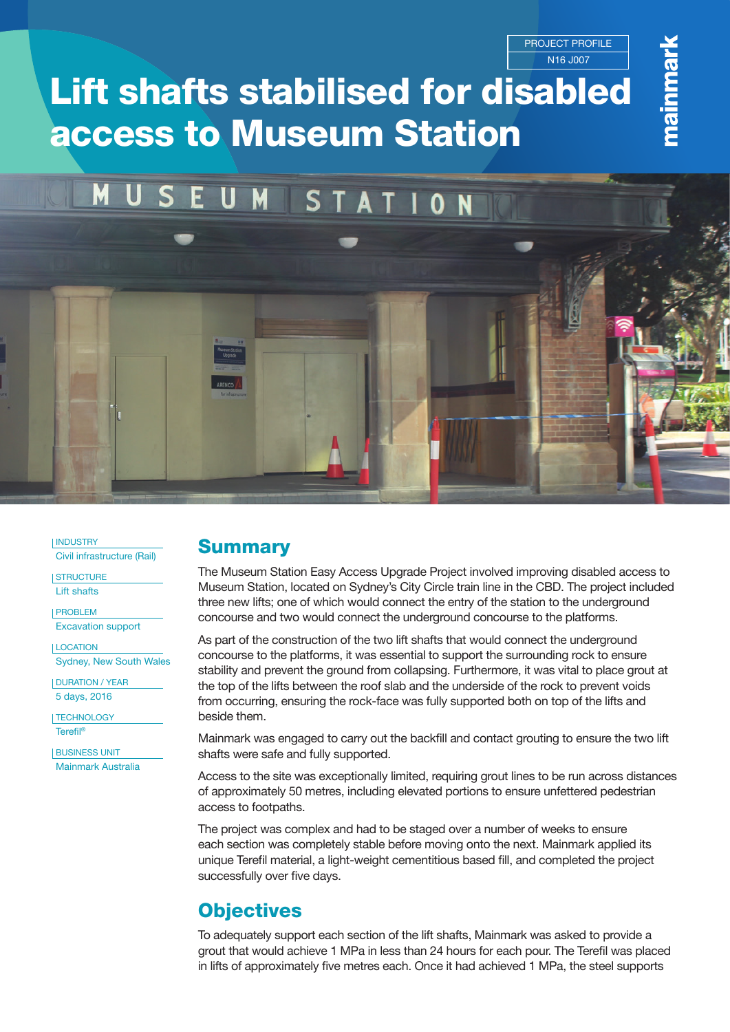PROJECT PROFILE
N16 J007

mainmark

# Lift shafts stabilised for disabled access to Museum Station

INDUSTRY
Civil infrastructure (Rail)

STRUCTURE
Lift shafts

PROBLEM
Excavation support

LOCATION
Sydney, New South Wales

DURATION / YEAR
5 days, 2016

TECHNOLOGY
Terefil®

BUSINESS UNIT
Mainmark Australia

## Summary

The Museum Station Easy Access Upgrade Project involved improving disabled access to Museum Station, located on Sydney's City Circle train line in the CBD. The project included three new lifts; one of which would connect the entry of the station to the underground concourse and two would connect the underground concourse to the platforms.

As part of the construction of the two lift shafts that would connect the underground concourse to the platforms, it was essential to support the surrounding rock to ensure stability and prevent the ground from collapsing. Furthermore, it was vital to place grout at the top of the lifts between the roof slab and the underside of the rock to prevent voids from occurring, ensuring the rock-face was fully supported both on top of the lifts and beside them.

Mainmark was engaged to carry out the backfill and contact grouting to ensure the two lift shafts were safe and fully supported.

Access to the site was exceptionally limited, requiring grout lines to be run across distances of approximately 50 metres, including elevated portions to ensure unfettered pedestrian access to footpaths.

The project was complex and had to be staged over a number of weeks to ensure each section was completely stable before moving onto the next. Mainmark applied its unique Terefil material, a light-weight cementitious based fill, and completed the project successfully over five days.

## Objectives

To adequately support each section of the lift shafts, Mainmark was asked to provide a grout that would achieve 1 MPa in less than 24 hours for each pour. The Terefil was placed in lifts of approximately five metres each. Once it had achieved 1 MPa, the steel supports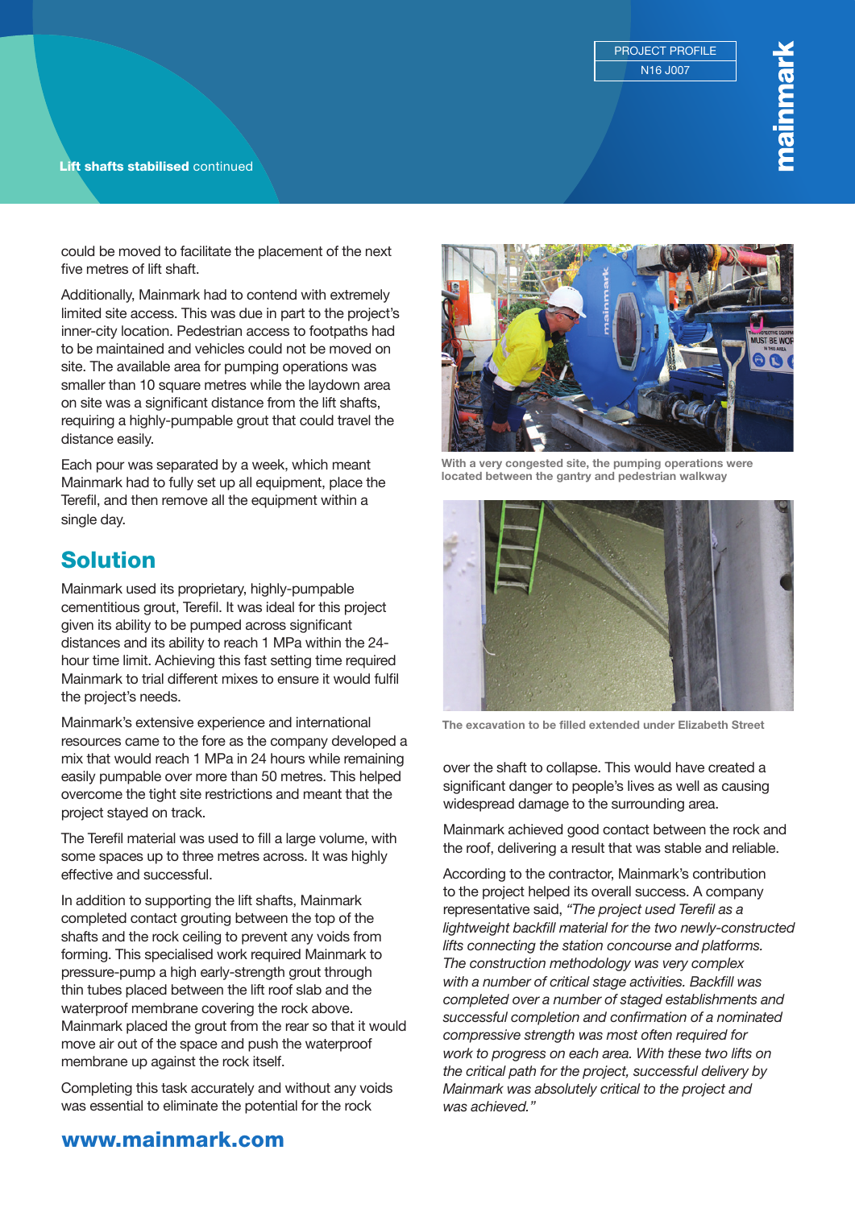Lift shafts stabilised continued

could be moved to facilitate the placement of the next five metres of lift shaft.

Additionally, Mainmark had to contend with extremely limited site access. This was due in part to the project's inner-city location. Pedestrian access to footpaths had to be maintained and vehicles could not be moved on site. The available area for pumping operations was smaller than 10 square metres while the laydown area on site was a significant distance from the lift shafts, requiring a highly-pumpable grout that could travel the distance easily.

Each pour was separated by a week, which meant Mainmark had to fully set up all equipment, place the Terefil, and then remove all the equipment within a single day.

## Solution

Mainmark used its proprietary, highly-pumpable cementitious grout, Terefil. It was ideal for this project given its ability to be pumped across significant distances and its ability to reach 1 MPa within the 24-hour time limit. Achieving this fast setting time required Mainmark to trial different mixes to ensure it would fulfil the project's needs.

Mainmark's extensive experience and international resources came to the fore as the company developed a mix that would reach 1 MPa in 24 hours while remaining easily pumpable over more than 50 metres. This helped overcome the tight site restrictions and meant that the project stayed on track.

The Terefil material was used to fill a large volume, with some spaces up to three metres across. It was highly effective and successful.

In addition to supporting the lift shafts, Mainmark completed contact grouting between the top of the shafts and the rock ceiling to prevent any voids from forming. This specialised work required Mainmark to pressure-pump a high early-strength grout through thin tubes placed between the lift roof slab and the waterproof membrane covering the rock above. Mainmark placed the grout from the rear so that it would move air out of the space and push the waterproof membrane up against the rock itself.

Completing this task accurately and without any voids was essential to eliminate the potential for the rock over the shaft to collapse. This would have created a significant danger to people's lives as well as causing widespread damage to the surrounding area.

Mainmark achieved good contact between the rock and the roof, delivering a result that was stable and reliable.

According to the contractor, Mainmark's contribution to the project helped its overall success. A company representative said, *"The project used Terefil as a lightweight backfill material for the two newly-constructed lifts connecting the station concourse and platforms. The construction methodology was very complex with a number of critical stage activities. Backfill was completed over a number of staged establishments and successful completion and confirmation of a nominated compressive strength was most often required for work to progress on each area. With these two lifts on the critical path for the project, successful delivery by Mainmark was absolutely critical to the project and was achieved."*

With a very congested site, the pumping operations were located between the gantry and pedestrian walkway

The excavation to be filled extended under Elizabeth Street

**www.mainmark.com**